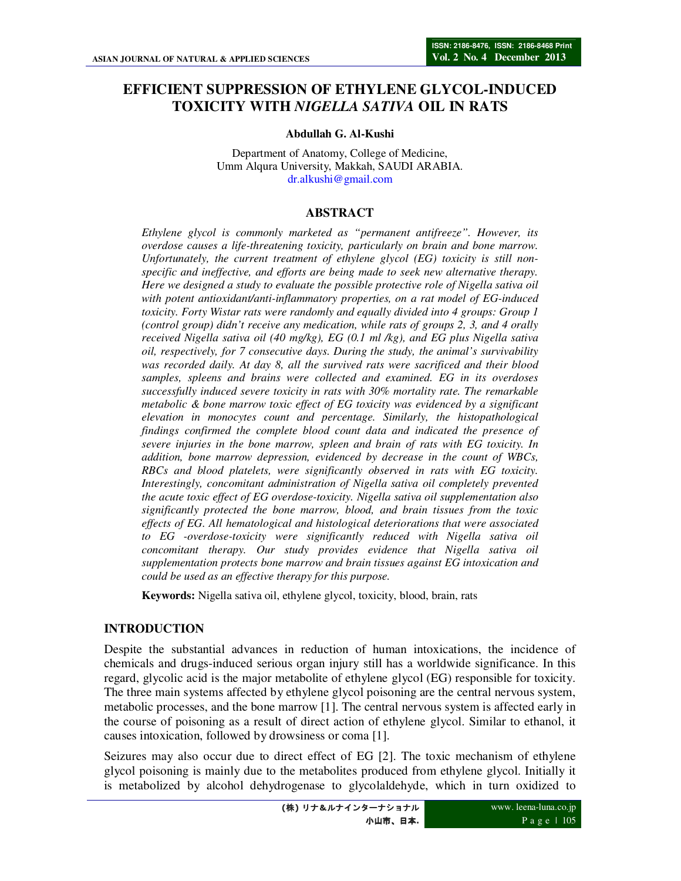# EFFICIENT SUPPRESSION OF ETHYLENE GLYCOL-INDUCED TOXICITY WITH *NIGELLA SATIVA* OIL IN RATS

**Abdullah G. Al-Kushi**

Department of Anatomy, College of Medicine,
Umm Alqura University, Makkah, SAUDI ARABIA.
dr.alkushi@gmail.com

## ABSTRACT

*Ethylene glycol is commonly marketed as "permanent antifreeze". However, its overdose causes a life-threatening toxicity, particularly on brain and bone marrow. Unfortunately, the current treatment of ethylene glycol (EG) toxicity is still non-specific and ineffective, and efforts are being made to seek new alternative therapy. Here we designed a study to evaluate the possible protective role of Nigella sativa oil with potent antioxidant/anti-inflammatory properties, on a rat model of EG-induced toxicity. Forty Wistar rats were randomly and equally divided into 4 groups: Group 1 (control group) didn't receive any medication, while rats of groups 2, 3, and 4 orally received Nigella sativa oil (40 mg/kg), EG (0.1 ml /kg), and EG plus Nigella sativa oil, respectively, for 7 consecutive days. During the study, the animal's survivability was recorded daily. At day 8, all the survived rats were sacrificed and their blood samples, spleens and brains were collected and examined. EG in its overdoses successfully induced severe toxicity in rats with 30% mortality rate. The remarkable metabolic & bone marrow toxic effect of EG toxicity was evidenced by a significant elevation in monocytes count and percentage. Similarly, the histopathological findings confirmed the complete blood count data and indicated the presence of severe injuries in the bone marrow, spleen and brain of rats with EG toxicity. In addition, bone marrow depression, evidenced by decrease in the count of WBCs, RBCs and blood platelets, were significantly observed in rats with EG toxicity. Interestingly, concomitant administration of Nigella sativa oil completely prevented the acute toxic effect of EG overdose-toxicity. Nigella sativa oil supplementation also significantly protected the bone marrow, blood, and brain tissues from the toxic effects of EG. All hematological and histological deteriorations that were associated to EG -overdose-toxicity were significantly reduced with Nigella sativa oil concomitant therapy. Our study provides evidence that Nigella sativa oil supplementation protects bone marrow and brain tissues against EG intoxication and could be used as an effective therapy for this purpose.*

**Keywords:** Nigella sativa oil, ethylene glycol, toxicity, blood, brain, rats

## INTRODUCTION

Despite the substantial advances in reduction of human intoxications, the incidence of chemicals and drugs-induced serious organ injury still has a worldwide significance. In this regard, glycolic acid is the major metabolite of ethylene glycol (EG) responsible for toxicity. The three main systems affected by ethylene glycol poisoning are the central nervous system, metabolic processes, and the bone marrow [1]. The central nervous system is affected early in the course of poisoning as a result of direct action of ethylene glycol. Similar to ethanol, it causes intoxication, followed by drowsiness or coma [1].

Seizures may also occur due to direct effect of EG [2]. The toxic mechanism of ethylene glycol poisoning is mainly due to the metabolites produced from ethylene glycol. Initially it is metabolized by alcohol dehydrogenase to glycolaldehyde, which in turn oxidized to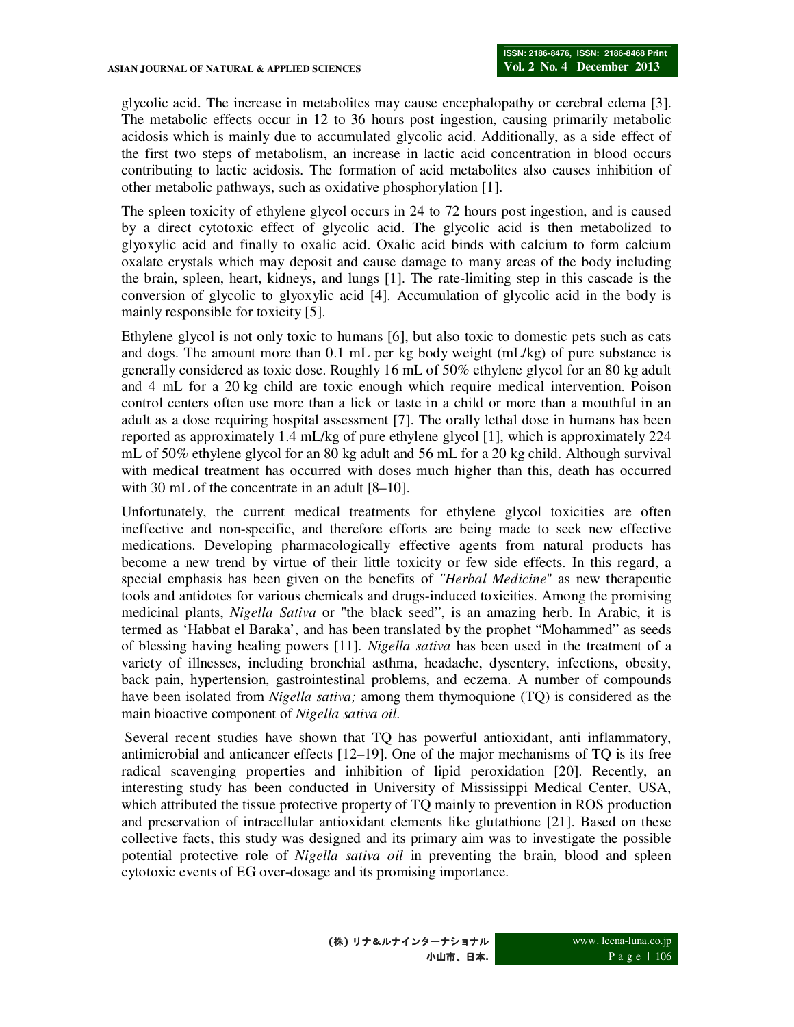glycolic acid. The increase in metabolites may cause encephalopathy or cerebral edema [3]. The metabolic effects occur in 12 to 36 hours post ingestion, causing primarily metabolic acidosis which is mainly due to accumulated glycolic acid. Additionally, as a side effect of the first two steps of metabolism, an increase in lactic acid concentration in blood occurs contributing to lactic acidosis. The formation of acid metabolites also causes inhibition of other metabolic pathways, such as oxidative phosphorylation [1].

The spleen toxicity of ethylene glycol occurs in 24 to 72 hours post ingestion, and is caused by a direct cytotoxic effect of glycolic acid. The glycolic acid is then metabolized to glyoxylic acid and finally to oxalic acid. Oxalic acid binds with calcium to form calcium oxalate crystals which may deposit and cause damage to many areas of the body including the brain, spleen, heart, kidneys, and lungs [1]. The rate-limiting step in this cascade is the conversion of glycolic to glyoxylic acid [4]. Accumulation of glycolic acid in the body is mainly responsible for toxicity [5].

Ethylene glycol is not only toxic to humans [6], but also toxic to domestic pets such as cats and dogs. The amount more than 0.1 mL per kg body weight (mL/kg) of pure substance is generally considered as toxic dose. Roughly 16 mL of 50% ethylene glycol for an 80 kg adult and 4 mL for a 20 kg child are toxic enough which require medical intervention. Poison control centers often use more than a lick or taste in a child or more than a mouthful in an adult as a dose requiring hospital assessment [7]. The orally lethal dose in humans has been reported as approximately 1.4 mL/kg of pure ethylene glycol [1], which is approximately 224 mL of 50% ethylene glycol for an 80 kg adult and 56 mL for a 20 kg child. Although survival with medical treatment has occurred with doses much higher than this, death has occurred with 30 mL of the concentrate in an adult [8–10].

Unfortunately, the current medical treatments for ethylene glycol toxicities are often ineffective and non-specific, and therefore efforts are being made to seek new effective medications. Developing pharmacologically effective agents from natural products has become a new trend by virtue of their little toxicity or few side effects. In this regard, a special emphasis has been given on the benefits of *"Herbal Medicine"* as new therapeutic tools and antidotes for various chemicals and drugs-induced toxicities. Among the promising medicinal plants, *Nigella Sativa* or "the black seed", is an amazing herb. In Arabic, it is termed as 'Habbat el Baraka', and has been translated by the prophet "Mohammed" as seeds of blessing having healing powers [11]. *Nigella sativa* has been used in the treatment of a variety of illnesses, including bronchial asthma, headache, dysentery, infections, obesity, back pain, hypertension, gastrointestinal problems, and eczema. A number of compounds have been isolated from *Nigella sativa;* among them thymoquione (TQ) is considered as the main bioactive component of *Nigella sativa oil*.

Several recent studies have shown that TQ has powerful antioxidant, anti inflammatory, antimicrobial and anticancer effects [12–19]. One of the major mechanisms of TQ is its free radical scavenging properties and inhibition of lipid peroxidation [20]. Recently, an interesting study has been conducted in University of Mississippi Medical Center, USA, which attributed the tissue protective property of TQ mainly to prevention in ROS production and preservation of intracellular antioxidant elements like glutathione [21]. Based on these collective facts, this study was designed and its primary aim was to investigate the possible potential protective role of *Nigella sativa oil* in preventing the brain, blood and spleen cytotoxic events of EG over-dosage and its promising importance.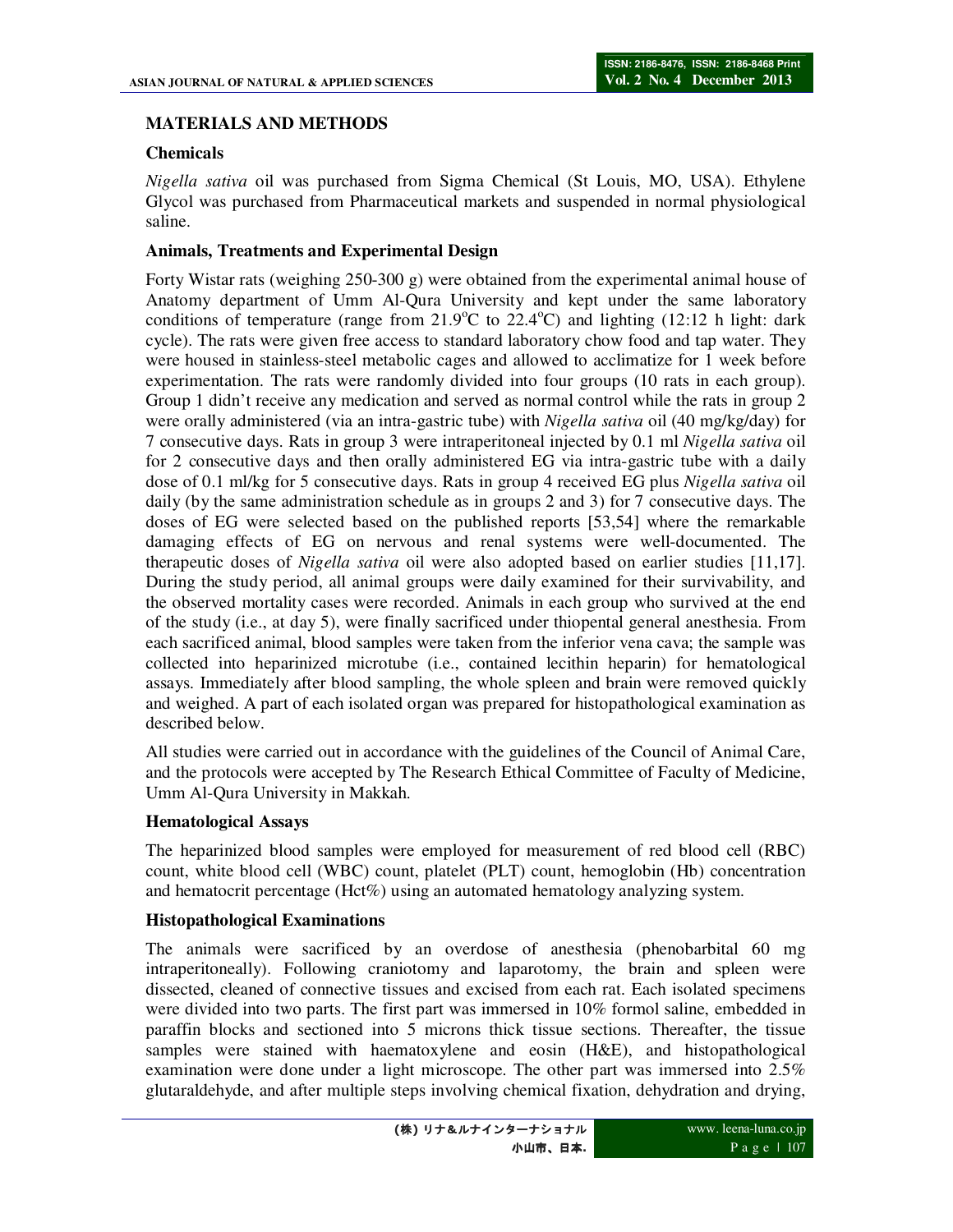## MATERIALS AND METHODS

### Chemicals

*Nigella sativa* oil was purchased from Sigma Chemical (St Louis, MO, USA). Ethylene Glycol was purchased from Pharmaceutical markets and suspended in normal physiological saline.

### Animals, Treatments and Experimental Design

Forty Wistar rats (weighing 250-300 g) were obtained from the experimental animal house of Anatomy department of Umm Al-Qura University and kept under the same laboratory conditions of temperature (range from 21.9$^{o}$C to 22.4$^{o}$C) and lighting (12:12 h light: dark cycle). The rats were given free access to standard laboratory chow food and tap water. They were housed in stainless-steel metabolic cages and allowed to acclimatize for 1 week before experimentation. The rats were randomly divided into four groups (10 rats in each group). Group 1 didn't receive any medication and served as normal control while the rats in group 2 were orally administered (via an intra-gastric tube) with *Nigella sativa* oil (40 mg/kg/day) for 7 consecutive days. Rats in group 3 were intraperitoneal injected by 0.1 ml *Nigella sativa* oil for 2 consecutive days and then orally administered EG via intra-gastric tube with a daily dose of 0.1 ml/kg for 5 consecutive days. Rats in group 4 received EG plus *Nigella sativa* oil daily (by the same administration schedule as in groups 2 and 3) for 7 consecutive days. The doses of EG were selected based on the published reports [53,54] where the remarkable damaging effects of EG on nervous and renal systems were well-documented. The therapeutic doses of *Nigella sativa* oil were also adopted based on earlier studies [11,17]. During the study period, all animal groups were daily examined for their survivability, and the observed mortality cases were recorded. Animals in each group who survived at the end of the study (i.e., at day 5), were finally sacrificed under thiopental general anesthesia. From each sacrificed animal, blood samples were taken from the inferior vena cava; the sample was collected into heparinized microtube (i.e., contained lecithin heparin) for hematological assays. Immediately after blood sampling, the whole spleen and brain were removed quickly and weighed. A part of each isolated organ was prepared for histopathological examination as described below.

All studies were carried out in accordance with the guidelines of the Council of Animal Care, and the protocols were accepted by The Research Ethical Committee of Faculty of Medicine, Umm Al-Qura University in Makkah.

### Hematological Assays

The heparinized blood samples were employed for measurement of red blood cell (RBC) count, white blood cell (WBC) count, platelet (PLT) count, hemoglobin (Hb) concentration and hematocrit percentage (Hct%) using an automated hematology analyzing system.

### Histopathological Examinations

The animals were sacrificed by an overdose of anesthesia (phenobarbital 60 mg intraperitoneally). Following craniotomy and laparotomy, the brain and spleen were dissected, cleaned of connective tissues and excised from each rat. Each isolated specimens were divided into two parts. The first part was immersed in 10% formol saline, embedded in paraffin blocks and sectioned into 5 microns thick tissue sections. Thereafter, the tissue samples were stained with haematoxylene and eosin (H&E), and histopathological examination were done under a light microscope. The other part was immersed into 2.5% glutaraldehyde, and after multiple steps involving chemical fixation, dehydration and drying,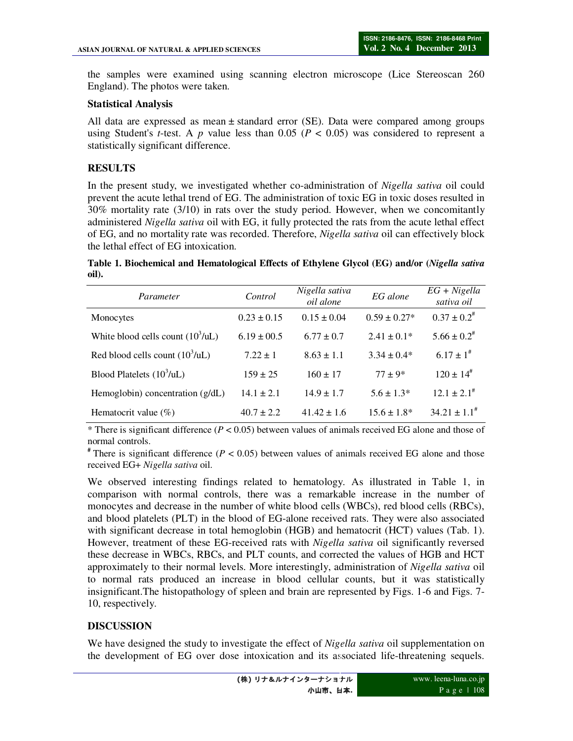the samples were examined using scanning electron microscope (Lice Stereoscan 260 England). The photos were taken.

**Statistical Analysis**

All data are expressed as mean ± standard error (SE). Data were compared among groups using Student's *t*-test. A *p* value less than 0.05 ($P < 0.05$) was considered to represent a statistically significant difference.

## RESULTS

In the present study, we investigated whether co-administration of *Nigella sativa* oil could prevent the acute lethal trend of EG. The administration of toxic EG in toxic doses resulted in 30% mortality rate (3/10) in rats over the study period. However, when we concomitantly administered *Nigella sativa* oil with EG, it fully protected the rats from the acute lethal effect of EG, and no mortality rate was recorded. Therefore, *Nigella sativa* oil can effectively block the lethal effect of EG intoxication.

**Table 1. Biochemical and Hematological Effects of Ethylene Glycol (EG) and/or (*Nigella sativa* oil).**

| *Parameter* | *Control* | *Nigella sativa oil alone* | *EG alone* | *EG + Nigella sativa oil* |
|---|---|---|---|---|
| Monocytes | 0.23 ± 0.15 | 0.15 ± 0.04 | 0.59 ± 0.27* | 0.37 ± 0.2# |
| White blood cells count ($10^3$/uL) | 6.19 ± 00.5 | 6.77 ± 0.7 | 2.41 ± 0.1* | 5.66 ± 0.2# |
| Red blood cells count ($10^3$/uL) | 7.22 ± 1 | 8.63 ± 1.1 | 3.34 ± 0.4* | 6.17 ± 1# |
| Blood Platelets ($10^3$/uL) | 159 ± 25 | 160 ± 17 | 77 ± 9* | 120 ± 14# |
| Hemoglobin) concentration (g/dL) | 14.1 ± 2.1 | 14.9 ± 1.7 | 5.6 ± 1.3* | 12.1 ± 2.1# |
| Hematocrit value (%) | 40.7 ± 2.2 | 41.42 ± 1.6 | 15.6 ± 1.8* | 34.21 ± 1.1# |

\* There is significant difference ($P < 0.05$) between values of animals received EG alone and those of normal controls.

\# There is significant difference ($P < 0.05$) between values of animals received EG alone and those received EG+ *Nigella sativa* oil.

We observed interesting findings related to hematology. As illustrated in Table 1, in comparison with normal controls, there was a remarkable increase in the number of monocytes and decrease in the number of white blood cells (WBCs), red blood cells (RBCs), and blood platelets (PLT) in the blood of EG-alone received rats. They were also associated with significant decrease in total hemoglobin (HGB) and hematocrit (HCT) values (Tab. 1). However, treatment of these EG-received rats with *Nigella sativa* oil significantly reversed these decrease in WBCs, RBCs, and PLT counts, and corrected the values of HGB and HCT approximately to their normal levels. More interestingly, administration of *Nigella sativa* oil to normal rats produced an increase in blood cellular counts, but it was statistically insignificant.The histopathology of spleen and brain are represented by Figs. 1-6 and Figs. 7-10, respectively.

## DISCUSSION

We have designed the study to investigate the effect of *Nigella sativa* oil supplementation on the development of EG over dose intoxication and its associated life-threatening sequels.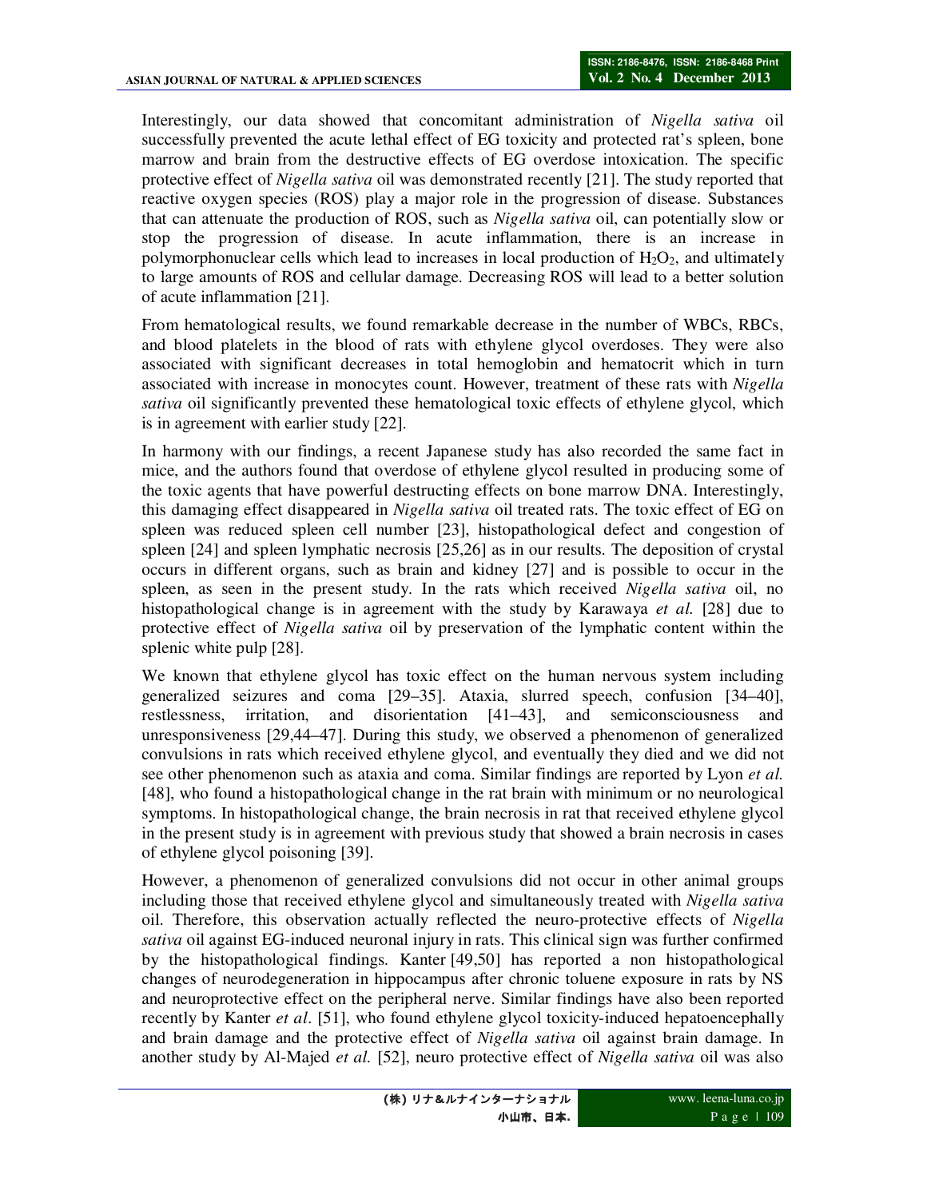Interestingly, our data showed that concomitant administration of *Nigella sativa* oil successfully prevented the acute lethal effect of EG toxicity and protected rat's spleen, bone marrow and brain from the destructive effects of EG overdose intoxication. The specific protective effect of *Nigella sativa* oil was demonstrated recently [21]. The study reported that reactive oxygen species (ROS) play a major role in the progression of disease. Substances that can attenuate the production of ROS, such as *Nigella sativa* oil, can potentially slow or stop the progression of disease. In acute inflammation, there is an increase in polymorphonuclear cells which lead to increases in local production of $H_2O_2$, and ultimately to large amounts of ROS and cellular damage. Decreasing ROS will lead to a better solution of acute inflammation [21].

From hematological results, we found remarkable decrease in the number of WBCs, RBCs, and blood platelets in the blood of rats with ethylene glycol overdoses. They were also associated with significant decreases in total hemoglobin and hematocrit which in turn associated with increase in monocytes count. However, treatment of these rats with *Nigella sativa* oil significantly prevented these hematological toxic effects of ethylene glycol, which is in agreement with earlier study [22].

In harmony with our findings, a recent Japanese study has also recorded the same fact in mice, and the authors found that overdose of ethylene glycol resulted in producing some of the toxic agents that have powerful destructing effects on bone marrow DNA. Interestingly, this damaging effect disappeared in *Nigella sativa* oil treated rats. The toxic effect of EG on spleen was reduced spleen cell number [23], histopathological defect and congestion of spleen [24] and spleen lymphatic necrosis [25,26] as in our results. The deposition of crystal occurs in different organs, such as brain and kidney [27] and is possible to occur in the spleen, as seen in the present study. In the rats which received *Nigella sativa* oil, no histopathological change is in agreement with the study by Karawaya *et al.* [28] due to protective effect of *Nigella sativa* oil by preservation of the lymphatic content within the splenic white pulp [28].

We known that ethylene glycol has toxic effect on the human nervous system including generalized seizures and coma [29–35]. Ataxia, slurred speech, confusion [34–40], restlessness, irritation, and disorientation [41–43], and semiconsciousness and unresponsiveness [29,44–47]. During this study, we observed a phenomenon of generalized convulsions in rats which received ethylene glycol, and eventually they died and we did not see other phenomenon such as ataxia and coma. Similar findings are reported by Lyon *et al.* [48], who found a histopathological change in the rat brain with minimum or no neurological symptoms. In histopathological change, the brain necrosis in rat that received ethylene glycol in the present study is in agreement with previous study that showed a brain necrosis in cases of ethylene glycol poisoning [39].

However, a phenomenon of generalized convulsions did not occur in other animal groups including those that received ethylene glycol and simultaneously treated with *Nigella sativa* oil. Therefore, this observation actually reflected the neuro-protective effects of *Nigella sativa* oil against EG-induced neuronal injury in rats. This clinical sign was further confirmed by the histopathological findings. Kanter [49,50] has reported a non histopathological changes of neurodegeneration in hippocampus after chronic toluene exposure in rats by NS and neuroprotective effect on the peripheral nerve. Similar findings have also been reported recently by Kanter *et al*. [51], who found ethylene glycol toxicity-induced hepatoencephally and brain damage and the protective effect of *Nigella sativa* oil against brain damage. In another study by Al-Majed *et al.* [52], neuro protective effect of *Nigella sativa* oil was also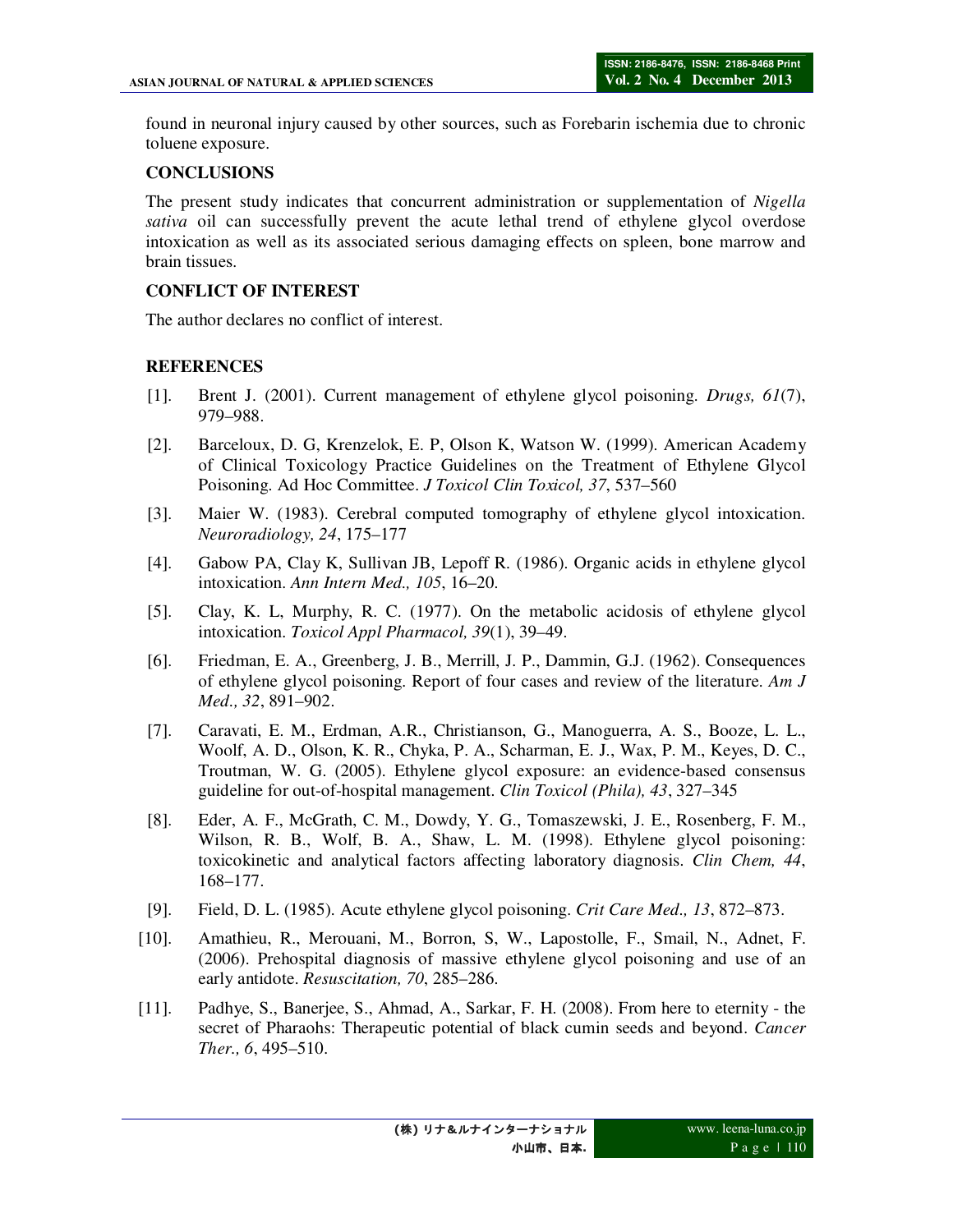found in neuronal injury caused by other sources, such as Forebarin ischemia due to chronic toluene exposure.

## CONCLUSIONS

The present study indicates that concurrent administration or supplementation of *Nigella sativa* oil can successfully prevent the acute lethal trend of ethylene glycol overdose intoxication as well as its associated serious damaging effects on spleen, bone marrow and brain tissues.

## CONFLICT OF INTEREST

The author declares no conflict of interest.

## REFERENCES

[1]. Brent J. (2001). Current management of ethylene glycol poisoning. *Drugs, 61*(7), 979–988.

[2]. Barceloux, D. G, Krenzelok, E. P, Olson K, Watson W. (1999). American Academy of Clinical Toxicology Practice Guidelines on the Treatment of Ethylene Glycol Poisoning. Ad Hoc Committee. *J Toxicol Clin Toxicol, 37*, 537–560

[3]. Maier W. (1983). Cerebral computed tomography of ethylene glycol intoxication. *Neuroradiology, 24*, 175–177

[4]. Gabow PA, Clay K, Sullivan JB, Lepoff R. (1986). Organic acids in ethylene glycol intoxication. *Ann Intern Med., 105*, 16–20.

[5]. Clay, K. L, Murphy, R. C. (1977). On the metabolic acidosis of ethylene glycol intoxication. *Toxicol Appl Pharmacol, 39*(1), 39–49.

[6]. Friedman, E. A., Greenberg, J. B., Merrill, J. P., Dammin, G.J. (1962). Consequences of ethylene glycol poisoning. Report of four cases and review of the literature. *Am J Med., 32*, 891–902.

[7]. Caravati, E. M., Erdman, A.R., Christianson, G., Manoguerra, A. S., Booze, L. L., Woolf, A. D., Olson, K. R., Chyka, P. A., Scharman, E. J., Wax, P. M., Keyes, D. C., Troutman, W. G. (2005). Ethylene glycol exposure: an evidence-based consensus guideline for out-of-hospital management. *Clin Toxicol (Phila), 43*, 327–345

[8]. Eder, A. F., McGrath, C. M., Dowdy, Y. G., Tomaszewski, J. E., Rosenberg, F. M., Wilson, R. B., Wolf, B. A., Shaw, L. M. (1998). Ethylene glycol poisoning: toxicokinetic and analytical factors affecting laboratory diagnosis. *Clin Chem, 44*, 168–177.

[9]. Field, D. L. (1985). Acute ethylene glycol poisoning. *Crit Care Med., 13*, 872–873.

[10]. Amathieu, R., Merouani, M., Borron, S, W., Lapostolle, F., Smail, N., Adnet, F. (2006). Prehospital diagnosis of massive ethylene glycol poisoning and use of an early antidote. *Resuscitation, 70*, 285–286.

[11]. Padhye, S., Banerjee, S., Ahmad, A., Sarkar, F. H. (2008). From here to eternity - the secret of Pharaohs: Therapeutic potential of black cumin seeds and beyond. *Cancer Ther., 6*, 495–510.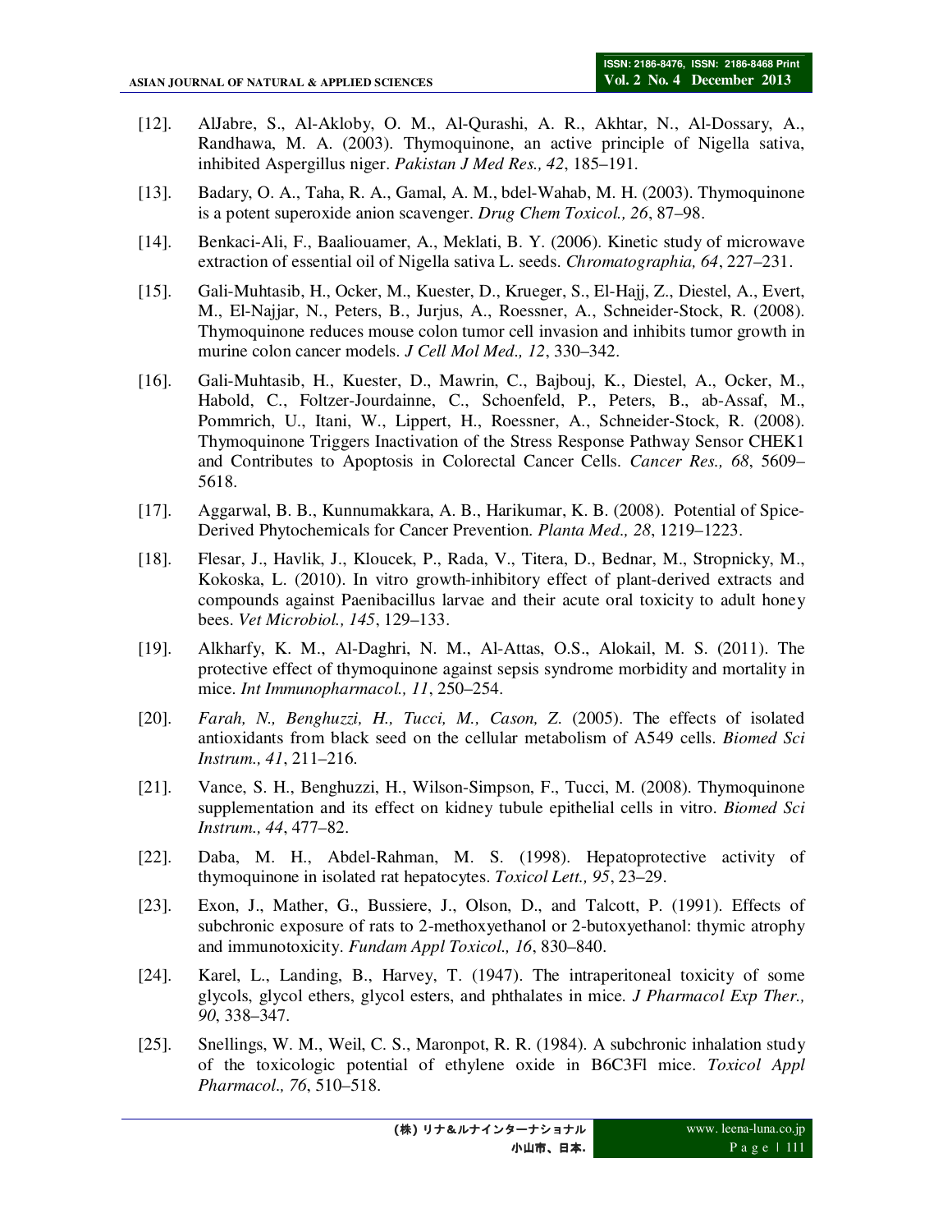[12]. AlJabre, S., Al-Akloby, O. M., Al-Qurashi, A. R., Akhtar, N., Al-Dossary, A., Randhawa, M. A. (2003). Thymoquinone, an active principle of Nigella sativa, inhibited Aspergillus niger. *Pakistan J Med Res., 42*, 185–191.

[13]. Badary, O. A., Taha, R. A., Gamal, A. M., bdel-Wahab, M. H. (2003). Thymoquinone is a potent superoxide anion scavenger. *Drug Chem Toxicol., 26*, 87–98.

[14]. Benkaci-Ali, F., Baaliouamer, A., Meklati, B. Y. (2006). Kinetic study of microwave extraction of essential oil of Nigella sativa L. seeds. *Chromatographia, 64*, 227–231.

[15]. Gali-Muhtasib, H., Ocker, M., Kuester, D., Krueger, S., El-Hajj, Z., Diestel, A., Evert, M., El-Najjar, N., Peters, B., Jurjus, A., Roessner, A., Schneider-Stock, R. (2008). Thymoquinone reduces mouse colon tumor cell invasion and inhibits tumor growth in murine colon cancer models. *J Cell Mol Med., 12*, 330–342.

[16]. Gali-Muhtasib, H., Kuester, D., Mawrin, C., Bajbouj, K., Diestel, A., Ocker, M., Habold, C., Foltzer-Jourdainne, C., Schoenfeld, P., Peters, B., ab-Assaf, M., Pommrich, U., Itani, W., Lippert, H., Roessner, A., Schneider-Stock, R. (2008). Thymoquinone Triggers Inactivation of the Stress Response Pathway Sensor CHEK1 and Contributes to Apoptosis in Colorectal Cancer Cells. *Cancer Res., 68*, 5609–5618.

[17]. Aggarwal, B. B., Kunnumakkara, A. B., Harikumar, K. B. (2008). Potential of Spice-Derived Phytochemicals for Cancer Prevention. *Planta Med., 28*, 1219–1223.

[18]. Flesar, J., Havlik, J., Kloucek, P., Rada, V., Titera, D., Bednar, M., Stropnicky, M., Kokoska, L. (2010). In vitro growth-inhibitory effect of plant-derived extracts and compounds against Paenibacillus larvae and their acute oral toxicity to adult honey bees. *Vet Microbiol., 145*, 129–133.

[19]. Alkharfy, K. M., Al-Daghri, N. M., Al-Attas, O.S., Alokail, M. S. (2011). The protective effect of thymoquinone against sepsis syndrome morbidity and mortality in mice. *Int Immunopharmacol., 11*, 250–254.

[20]. *Farah, N., Benghuzzi, H., Tucci, M., Cason, Z.* (2005). The effects of isolated antioxidants from black seed on the cellular metabolism of A549 cells. *Biomed Sci Instrum., 41*, 211–216.

[21]. Vance, S. H., Benghuzzi, H., Wilson-Simpson, F., Tucci, M. (2008). Thymoquinone supplementation and its effect on kidney tubule epithelial cells in vitro. *Biomed Sci Instrum., 44*, 477–82.

[22]. Daba, M. H., Abdel-Rahman, M. S. (1998). Hepatoprotective activity of thymoquinone in isolated rat hepatocytes. *Toxicol Lett., 95*, 23–29.

[23]. Exon, J., Mather, G., Bussiere, J., Olson, D., and Talcott, P. (1991). Effects of subchronic exposure of rats to 2-methoxyethanol or 2-butoxyethanol: thymic atrophy and immunotoxicity. *Fundam Appl Toxicol., 16*, 830–840.

[24]. Karel, L., Landing, B., Harvey, T. (1947). The intraperitoneal toxicity of some glycols, glycol ethers, glycol esters, and phthalates in mice. *J Pharmacol Exp Ther., 90*, 338–347.

[25]. Snellings, W. M., Weil, C. S., Maronpot, R. R. (1984). A subchronic inhalation study of the toxicologic potential of ethylene oxide in B6C3Fl mice. *Toxicol Appl Pharmacol., 76*, 510–518.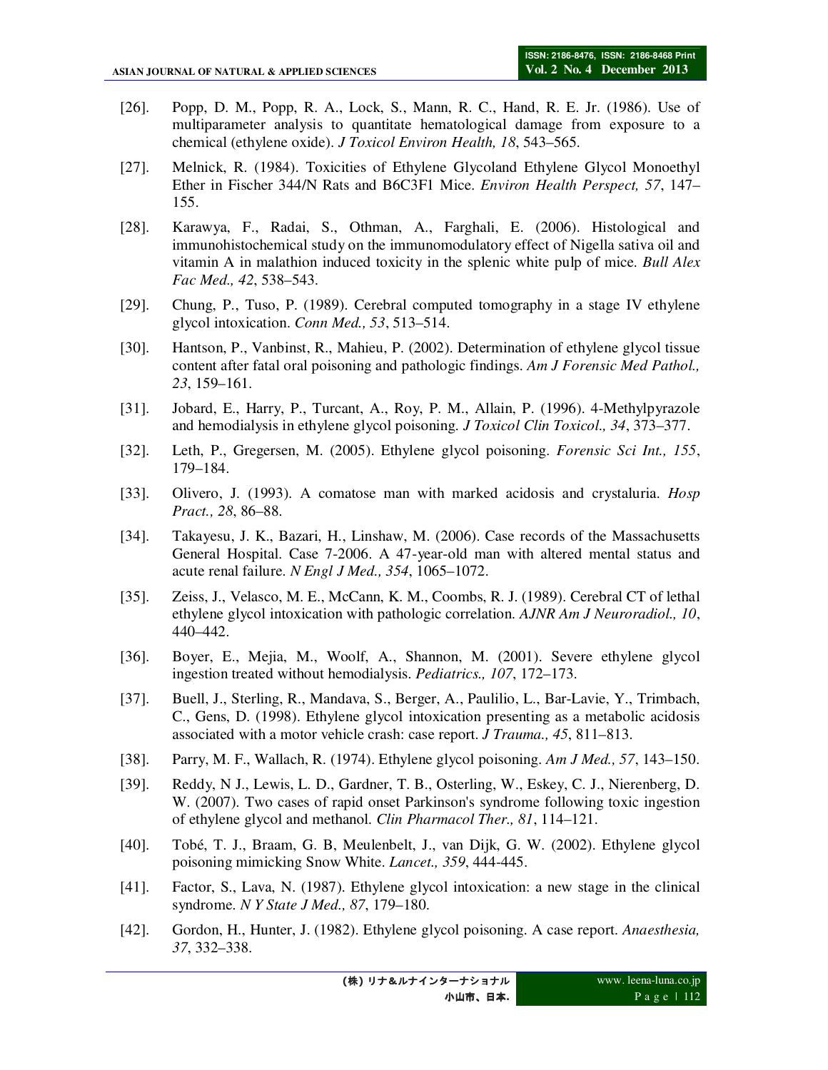[26]. Popp, D. M., Popp, R. A., Lock, S., Mann, R. C., Hand, R. E. Jr. (1986). Use of multiparameter analysis to quantitate hematological damage from exposure to a chemical (ethylene oxide). *J Toxicol Environ Health, 18*, 543–565.

[27]. Melnick, R. (1984). Toxicities of Ethylene Glycoland Ethylene Glycol Monoethyl Ether in Fischer 344/N Rats and B6C3F1 Mice. *Environ Health Perspect, 57*, 147–155.

[28]. Karawya, F., Radai, S., Othman, A., Farghali, E. (2006). Histological and immunohistochemical study on the immunomodulatory effect of Nigella sativa oil and vitamin A in malathion induced toxicity in the splenic white pulp of mice. *Bull Alex Fac Med., 42*, 538–543.

[29]. Chung, P., Tuso, P. (1989). Cerebral computed tomography in a stage IV ethylene glycol intoxication. *Conn Med., 53*, 513–514.

[30]. Hantson, P., Vanbinst, R., Mahieu, P. (2002). Determination of ethylene glycol tissue content after fatal oral poisoning and pathologic findings. *Am J Forensic Med Pathol., 23*, 159–161.

[31]. Jobard, E., Harry, P., Turcant, A., Roy, P. M., Allain, P. (1996). 4-Methylpyrazole and hemodialysis in ethylene glycol poisoning. *J Toxicol Clin Toxicol., 34*, 373–377.

[32]. Leth, P., Gregersen, M. (2005). Ethylene glycol poisoning. *Forensic Sci Int., 155*, 179–184.

[33]. Olivero, J. (1993). A comatose man with marked acidosis and crystaluria. *Hosp Pract., 28*, 86–88.

[34]. Takayesu, J. K., Bazari, H., Linshaw, M. (2006). Case records of the Massachusetts General Hospital. Case 7-2006. A 47-year-old man with altered mental status and acute renal failure. *N Engl J Med., 354*, 1065–1072.

[35]. Zeiss, J., Velasco, M. E., McCann, K. M., Coombs, R. J. (1989). Cerebral CT of lethal ethylene glycol intoxication with pathologic correlation. *AJNR Am J Neuroradiol., 10*, 440–442.

[36]. Boyer, E., Mejia, M., Woolf, A., Shannon, M. (2001). Severe ethylene glycol ingestion treated without hemodialysis. *Pediatrics., 107*, 172–173.

[37]. Buell, J., Sterling, R., Mandava, S., Berger, A., Paulilio, L., Bar-Lavie, Y., Trimbach, C., Gens, D. (1998). Ethylene glycol intoxication presenting as a metabolic acidosis associated with a motor vehicle crash: case report. *J Trauma., 45*, 811–813.

[38]. Parry, M. F., Wallach, R. (1974). Ethylene glycol poisoning. *Am J Med., 57*, 143–150.

[39]. Reddy, N J., Lewis, L. D., Gardner, T. B., Osterling, W., Eskey, C. J., Nierenberg, D. W. (2007). Two cases of rapid onset Parkinson's syndrome following toxic ingestion of ethylene glycol and methanol. *Clin Pharmacol Ther., 81*, 114–121.

[40]. Tobé, T. J., Braam, G. B, Meulenbelt, J., van Dijk, G. W. (2002). Ethylene glycol poisoning mimicking Snow White. *Lancet., 359*, 444-445.

[41]. Factor, S., Lava, N. (1987). Ethylene glycol intoxication: a new stage in the clinical syndrome. *N Y State J Med., 87*, 179–180.

[42]. Gordon, H., Hunter, J. (1982). Ethylene glycol poisoning. A case report. *Anaesthesia, 37*, 332–338.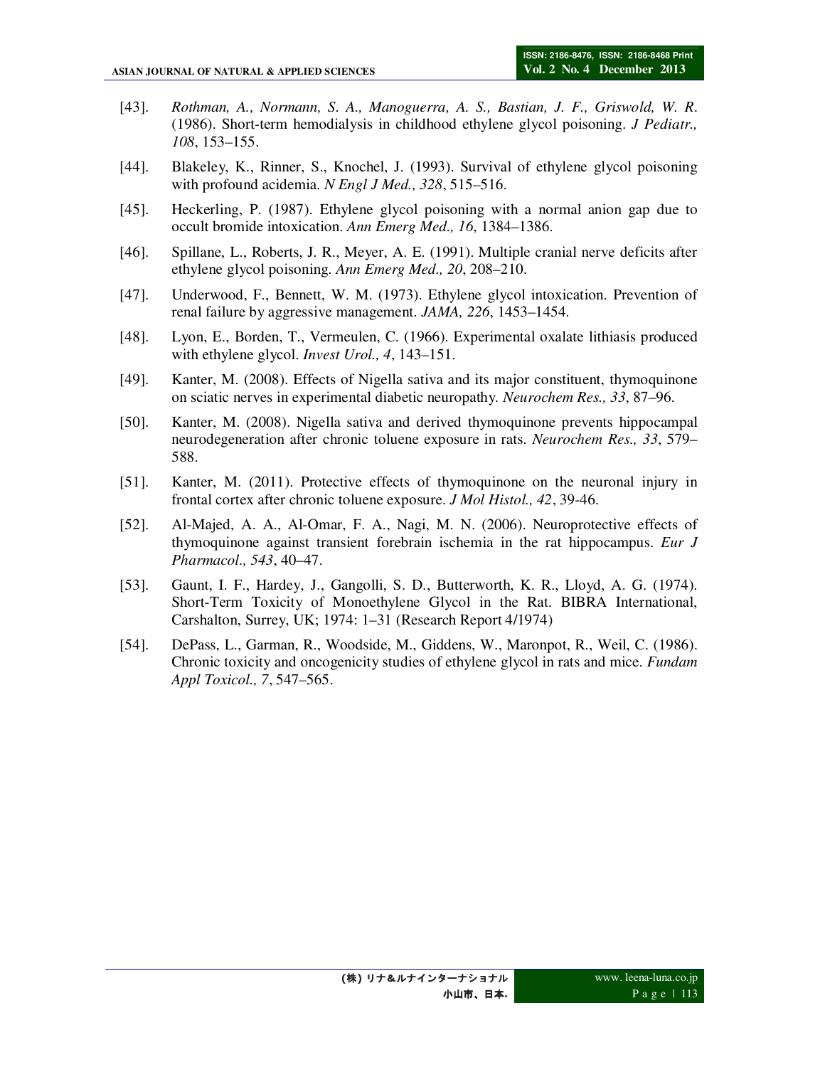[43]. *Rothman, A., Normann, S. A., Manoguerra, A. S., Bastian, J. F., Griswold, W. R*. (1986). Short-term hemodialysis in childhood ethylene glycol poisoning. *J Pediatr., 108*, 153–155.

[44]. Blakeley, K., Rinner, S., Knochel, J. (1993). Survival of ethylene glycol poisoning with profound acidemia. *N Engl J Med., 328*, 515–516.

[45]. Heckerling, P. (1987). Ethylene glycol poisoning with a normal anion gap due to occult bromide intoxication. *Ann Emerg Med., 16*, 1384–1386.

[46]. Spillane, L., Roberts, J. R., Meyer, A. E. (1991). Multiple cranial nerve deficits after ethylene glycol poisoning. *Ann Emerg Med., 20*, 208–210.

[47]. Underwood, F., Bennett, W. M. (1973). Ethylene glycol intoxication. Prevention of renal failure by aggressive management. *JAMA, 226*, 1453–1454.

[48]. Lyon, E., Borden, T., Vermeulen, C. (1966). Experimental oxalate lithiasis produced with ethylene glycol. *Invest Urol., 4*, 143–151.

[49]. Kanter, M. (2008). Effects of Nigella sativa and its major constituent, thymoquinone on sciatic nerves in experimental diabetic neuropathy. *Neurochem Res., 33*, 87–96.

[50]. Kanter, M. (2008). Nigella sativa and derived thymoquinone prevents hippocampal neurodegeneration after chronic toluene exposure in rats. *Neurochem Res., 33*, 579–588.

[51]. Kanter, M. (2011). Protective effects of thymoquinone on the neuronal injury in frontal cortex after chronic toluene exposure. *J Mol Histol., 42*, 39-46.

[52]. Al-Majed, A. A., Al-Omar, F. A., Nagi, M. N. (2006). Neuroprotective effects of thymoquinone against transient forebrain ischemia in the rat hippocampus. *Eur J Pharmacol., 543*, 40–47.

[53]. Gaunt, I. F., Hardey, J., Gangolli, S. D., Butterworth, K. R., Lloyd, A. G. (1974). Short-Term Toxicity of Monoethylene Glycol in the Rat. BIBRA International, Carshalton, Surrey, UK; 1974: 1–31 (Research Report 4/1974)

[54]. DePass, L., Garman, R., Woodside, M., Giddens, W., Maronpot, R., Weil, C. (1986). Chronic toxicity and oncogenicity studies of ethylene glycol in rats and mice. *Fundam Appl Toxicol., 7*, 547–565.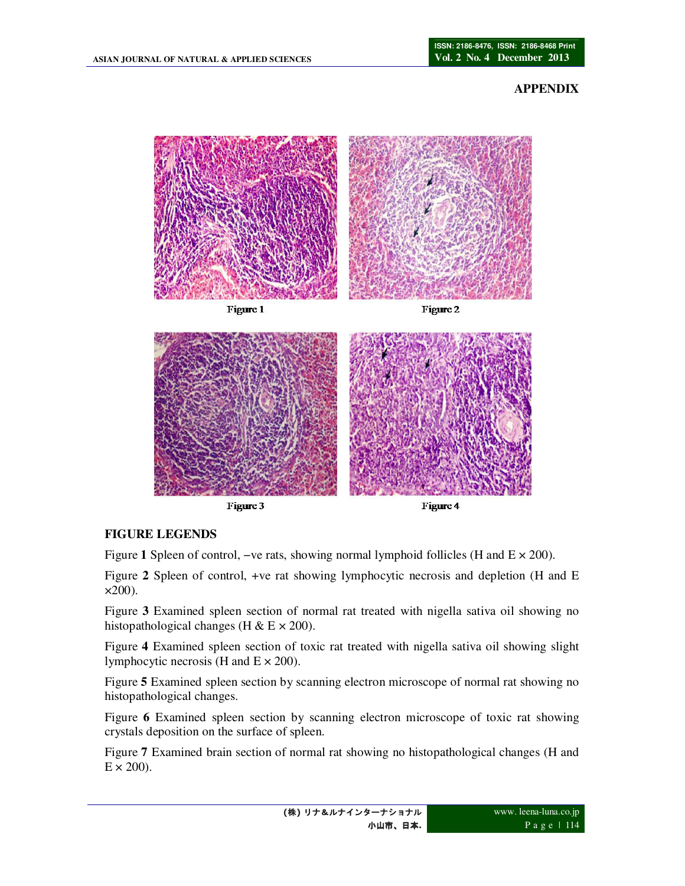## APPENDIX

Figure 1

Figure 2

Figure 3

Figure 4

### FIGURE LEGENDS

Figure **1** Spleen of control, −ve rats, showing normal lymphoid follicles (H and E × 200).

Figure **2** Spleen of control, +ve rat showing lymphocytic necrosis and depletion (H and E ×200).

Figure **3** Examined spleen section of normal rat treated with nigella sativa oil showing no histopathological changes (H & E × 200).

Figure **4** Examined spleen section of toxic rat treated with nigella sativa oil showing slight lymphocytic necrosis (H and E × 200).

Figure **5** Examined spleen section by scanning electron microscope of normal rat showing no histopathological changes.

Figure **6** Examined spleen section by scanning electron microscope of toxic rat showing crystals deposition on the surface of spleen.

Figure **7** Examined brain section of normal rat showing no histopathological changes (H and E × 200).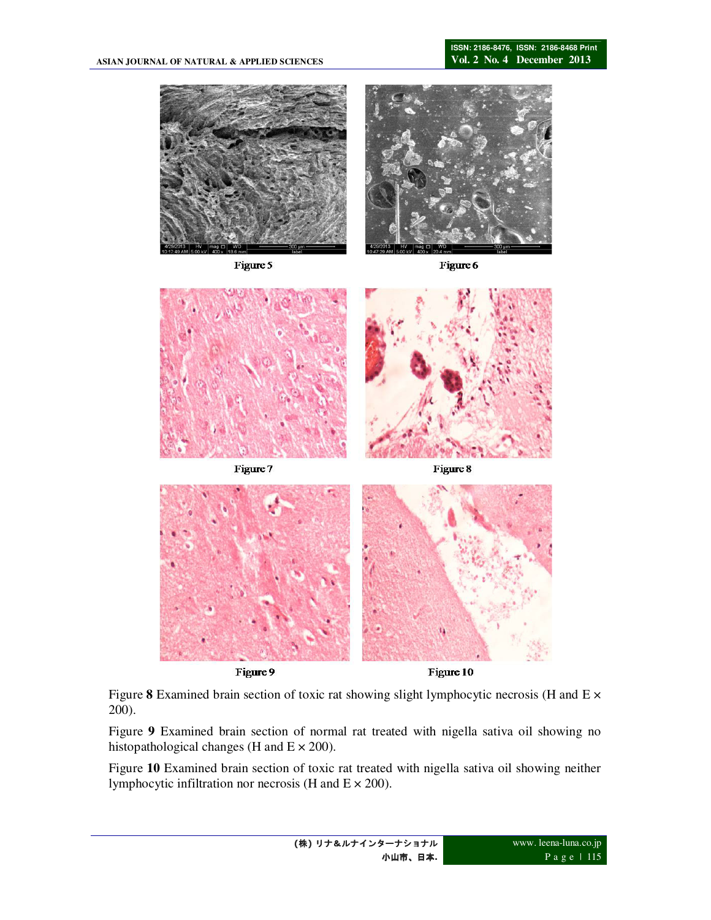Figure 5

Figure 6

Figure 7

Figure 8

Figure 9

Figure 10

Figure **8** Examined brain section of toxic rat showing slight lymphocytic necrosis (H and E × 200).

Figure **9** Examined brain section of normal rat treated with nigella sativa oil showing no histopathological changes (H and E × 200).

Figure **10** Examined brain section of toxic rat treated with nigella sativa oil showing neither lymphocytic infiltration nor necrosis (H and E × 200).